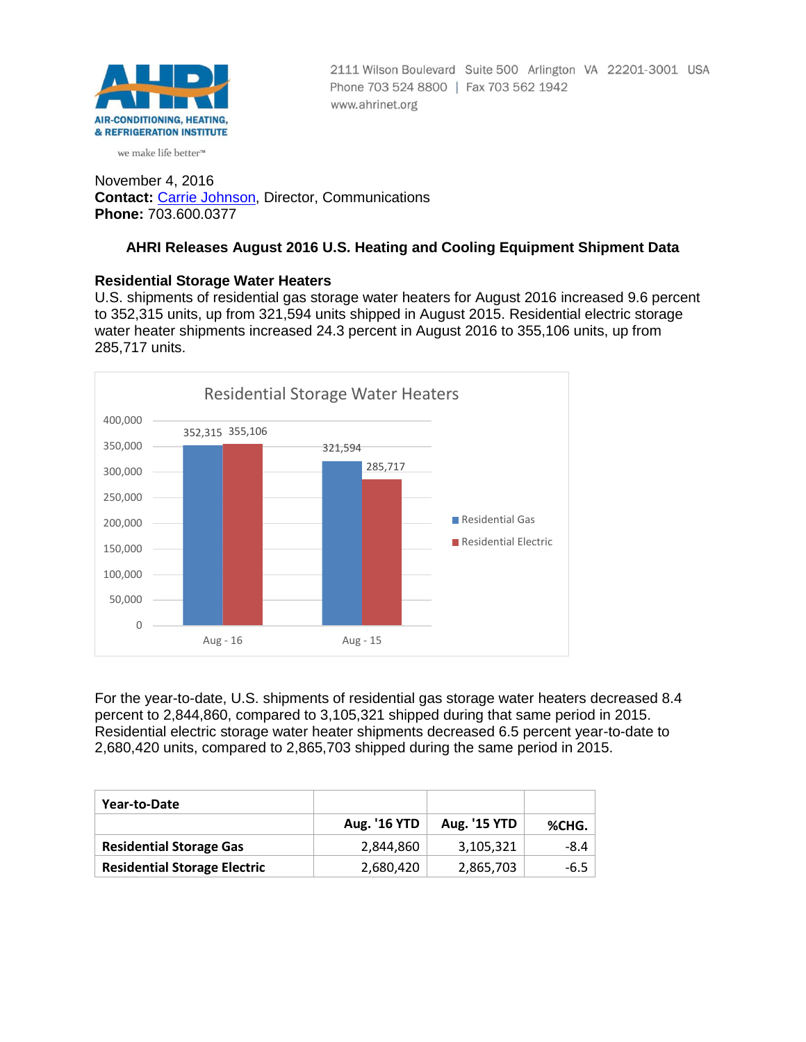2111 Wilson Boulevard Suite 500 Arlington VA 22201-3001 USA
Phone 703 524 8800 | Fax 703 562 1942
www.ahrinet.org

AHRI
AIR-CONDITIONING, HEATING, & REFRIGERATION INSTITUTE
we make life better™

November 4, 2016
**Contact:** Carrie Johnson, Director, Communications
**Phone:** 703.600.0377

## AHRI Releases August 2016 U.S. Heating and Cooling Equipment Shipment Data

### Residential Storage Water Heaters

U.S. shipments of residential gas storage water heaters for August 2016 increased 9.6 percent to 352,315 units, up from 321,594 units shipped in August 2015. Residential electric storage water heater shipments increased 24.3 percent in August 2016 to 355,106 units, up from 285,717 units.

Residential Storage Water Heaters

| | Residential Gas | Residential Electric |
|---|---|---|
| Aug - 16 | 352,315 | 355,106 |
| Aug - 15 | 321,594 | 285,717 |

For the year-to-date, U.S. shipments of residential gas storage water heaters decreased 8.4 percent to 2,844,860, compared to 3,105,321 shipped during that same period in 2015. Residential electric storage water heater shipments decreased 6.5 percent year-to-date to 2,680,420 units, compared to 2,865,703 shipped during the same period in 2015.

| **Year-to-Date** | | | |
|---|---|---|---|
| | **Aug. '16 YTD** | **Aug. '15 YTD** | **%CHG.** |
| **Residential Storage Gas** | 2,844,860 | 3,105,321 | -8.4 |
| **Residential Storage Electric** | 2,680,420 | 2,865,703 | -6.5 |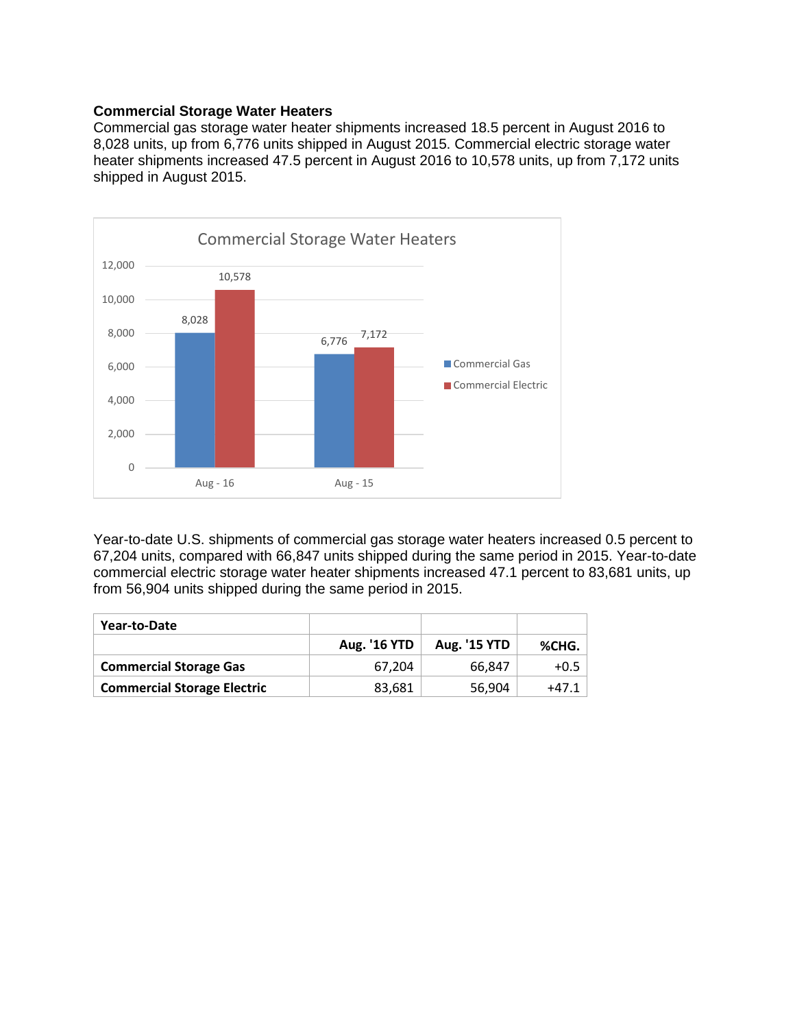**Commercial Storage Water Heaters**

Commercial gas storage water heater shipments increased 18.5 percent in August 2016 to 8,028 units, up from 6,776 units shipped in August 2015. Commercial electric storage water heater shipments increased 47.5 percent in August 2016 to 10,578 units, up from 7,172 units shipped in August 2015.

Commercial Storage Water Heaters

| | Commercial Gas | Commercial Electric |
|---|---|---|
| Aug - 16 | 8,028 | 10,578 |
| Aug - 15 | 6,776 | 7,172 |

Year-to-date U.S. shipments of commercial gas storage water heaters increased 0.5 percent to 67,204 units, compared with 66,847 units shipped during the same period in 2015. Year-to-date commercial electric storage water heater shipments increased 47.1 percent to 83,681 units, up from 56,904 units shipped during the same period in 2015.

| **Year-to-Date** | | | |
|---|---|---|---|
| | **Aug. '16 YTD** | **Aug. '15 YTD** | **%CHG.** |
| **Commercial Storage Gas** | 67,204 | 66,847 | +0.5 |
| **Commercial Storage Electric** | 83,681 | 56,904 | +47.1 |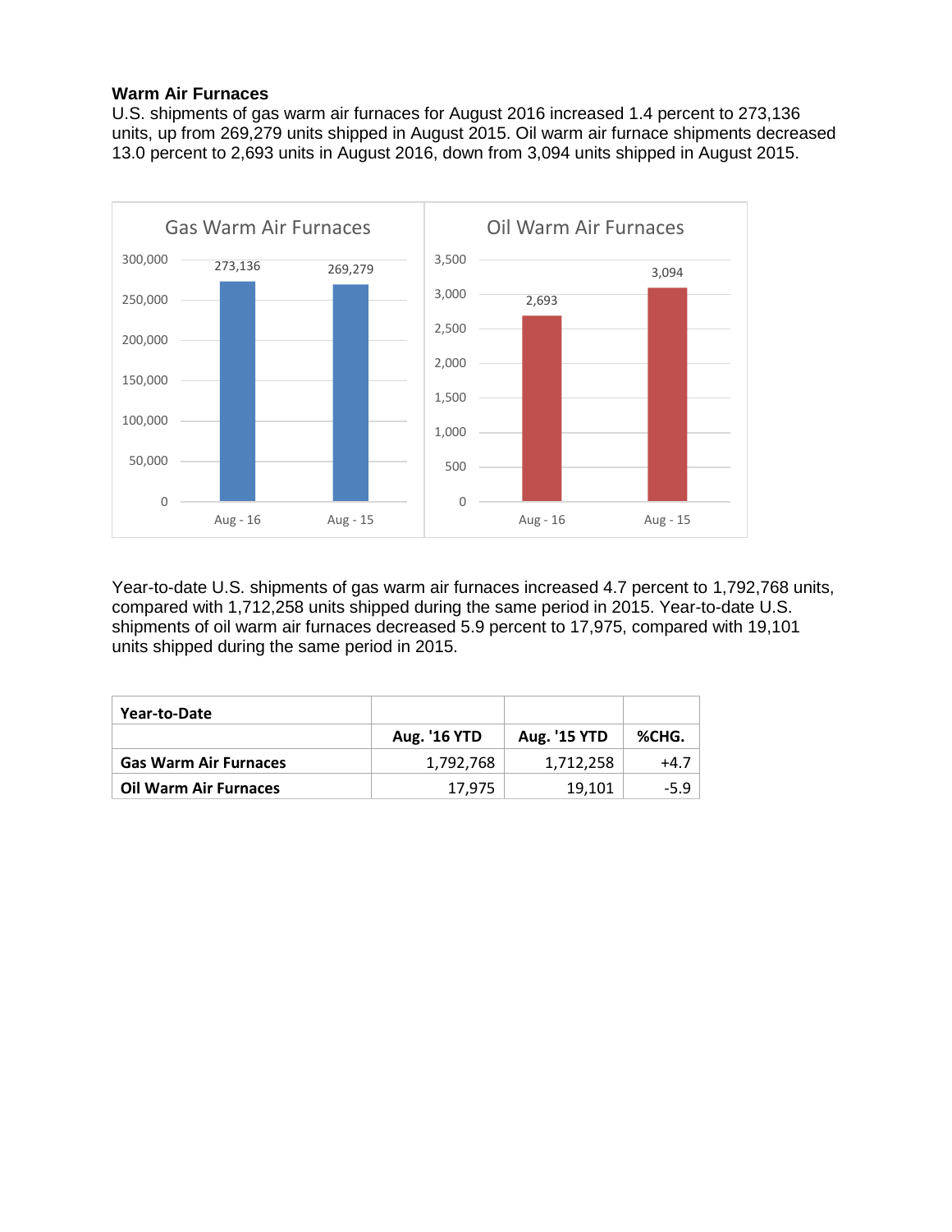**Warm Air Furnaces**

U.S. shipments of gas warm air furnaces for August 2016 increased 1.4 percent to 273,136 units, up from 269,279 units shipped in August 2015. Oil warm air furnace shipments decreased 13.0 percent to 2,693 units in August 2016, down from 3,094 units shipped in August 2015.

Gas Warm Air Furnaces

| Aug - 16 | Aug - 15 |
|---|---|
| 273,136 | 269,279 |

Oil Warm Air Furnaces

| Aug - 16 | Aug - 15 |
|---|---|
| 2,693 | 3,094 |

Year-to-date U.S. shipments of gas warm air furnaces increased 4.7 percent to 1,792,768 units, compared with 1,712,258 units shipped during the same period in 2015. Year-to-date U.S. shipments of oil warm air furnaces decreased 5.9 percent to 17,975, compared with 19,101 units shipped during the same period in 2015.

| Year-to-Date | | | |
|---|---|---|---|
| | Aug. '16 YTD | Aug. '15 YTD | %CHG. |
| Gas Warm Air Furnaces | 1,792,768 | 1,712,258 | +4.7 |
| Oil Warm Air Furnaces | 17,975 | 19,101 | -5.9 |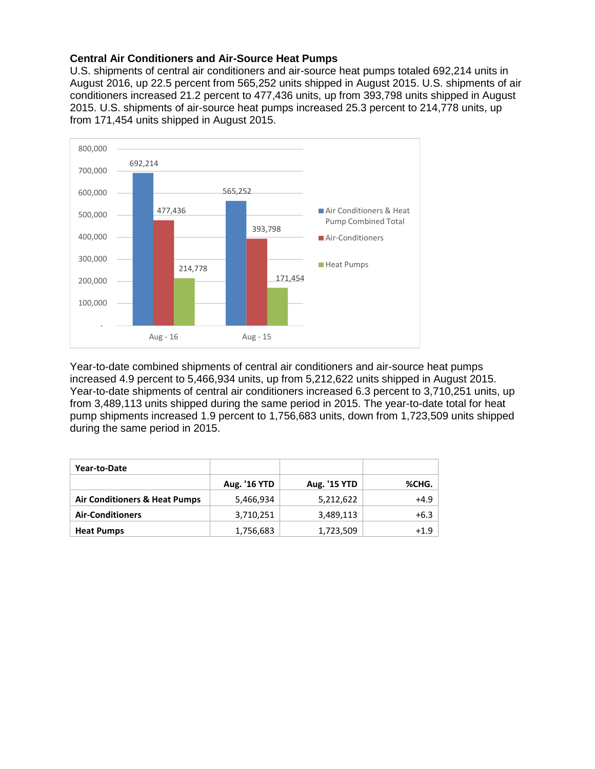### Central Air Conditioners and Air-Source Heat Pumps

U.S. shipments of central air conditioners and air-source heat pumps totaled 692,214 units in August 2016, up 22.5 percent from 565,252 units shipped in August 2015. U.S. shipments of air conditioners increased 21.2 percent to 477,436 units, up from 393,798 units shipped in August 2015. U.S. shipments of air-source heat pumps increased 25.3 percent to 214,778 units, up from 171,454 units shipped in August 2015.

| | Aug - 16 | Aug - 15 |
|---|---|---|
| Air Conditioners & Heat Pump Combined Total | 692,214 | 565,252 |
| Air-Conditioners | 477,436 | 393,798 |
| Heat Pumps | 214,778 | 171,454 |

Year-to-date combined shipments of central air conditioners and air-source heat pumps increased 4.9 percent to 5,466,934 units, up from 5,212,622 units shipped in August 2015. Year-to-date shipments of central air conditioners increased 6.3 percent to 3,710,251 units, up from 3,489,113 units shipped during the same period in 2015. The year-to-date total for heat pump shipments increased 1.9 percent to 1,756,683 units, down from 1,723,509 units shipped during the same period in 2015.

| Year-to-Date | | | |
|---|---|---|---|
| | Aug. '16 YTD | Aug. '15 YTD | %CHG. |
| **Air Conditioners & Heat Pumps** | 5,466,934 | 5,212,622 | +4.9 |
| **Air-Conditioners** | 3,710,251 | 3,489,113 | +6.3 |
| **Heat Pumps** | 1,756,683 | 1,723,509 | +1.9 |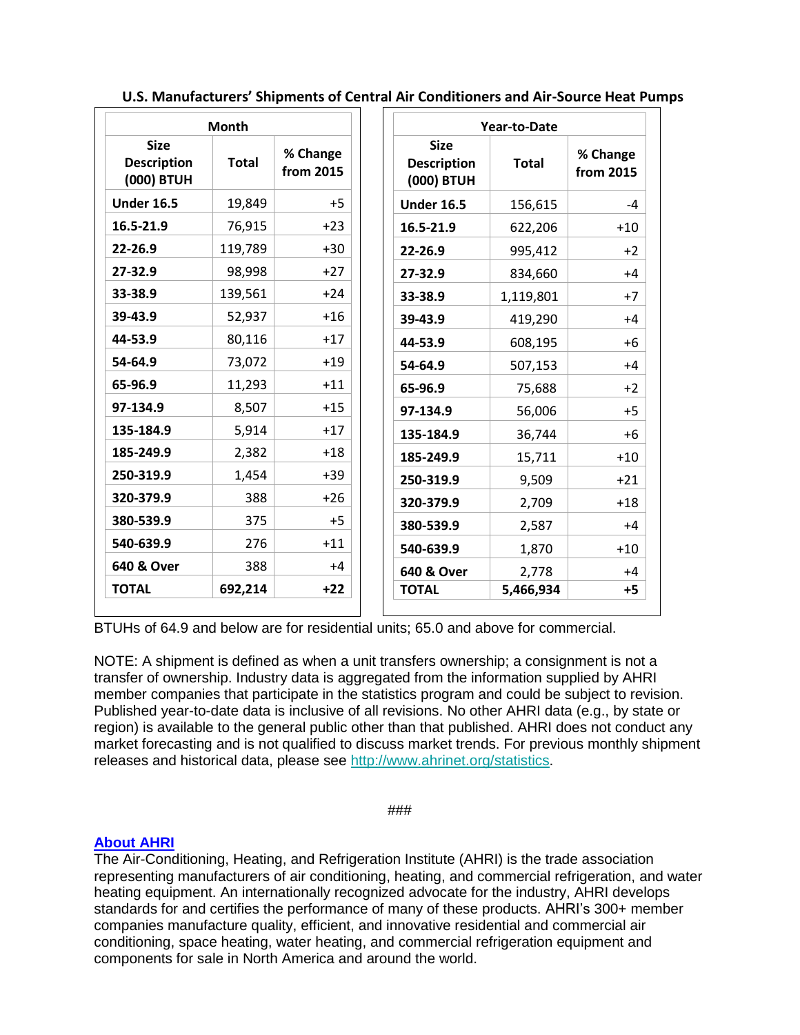## U.S. Manufacturers' Shipments of Central Air Conditioners and Air-Source Heat Pumps

| Month | | |
|---|---|---|
| **Size Description (000) BTUH** | **Total** | **% Change from 2015** |
| **Under 16.5** | 19,849 | +5 |
| **16.5-21.9** | 76,915 | +23 |
| **22-26.9** | 119,789 | +30 |
| **27-32.9** | 98,998 | +27 |
| **33-38.9** | 139,561 | +24 |
| **39-43.9** | 52,937 | +16 |
| **44-53.9** | 80,116 | +17 |
| **54-64.9** | 73,072 | +19 |
| **65-96.9** | 11,293 | +11 |
| **97-134.9** | 8,507 | +15 |
| **135-184.9** | 5,914 | +17 |
| **185-249.9** | 2,382 | +18 |
| **250-319.9** | 1,454 | +39 |
| **320-379.9** | 388 | +26 |
| **380-539.9** | 375 | +5 |
| **540-639.9** | 276 | +11 |
| **640 & Over** | 388 | +4 |
| **TOTAL** | **692,214** | **+22** |

| Year-to-Date | | |
|---|---|---|
| **Size Description (000) BTUH** | **Total** | **% Change from 2015** |
| **Under 16.5** | 156,615 | -4 |
| **16.5-21.9** | 622,206 | +10 |
| **22-26.9** | 995,412 | +2 |
| **27-32.9** | 834,660 | +4 |
| **33-38.9** | 1,119,801 | +7 |
| **39-43.9** | 419,290 | +4 |
| **44-53.9** | 608,195 | +6 |
| **54-64.9** | 507,153 | +4 |
| **65-96.9** | 75,688 | +2 |
| **97-134.9** | 56,006 | +5 |
| **135-184.9** | 36,744 | +6 |
| **185-249.9** | 15,711 | +10 |
| **250-319.9** | 9,509 | +21 |
| **320-379.9** | 2,709 | +18 |
| **380-539.9** | 2,587 | +4 |
| **540-639.9** | 1,870 | +10 |
| **640 & Over** | 2,778 | +4 |
| **TOTAL** | **5,466,934** | **+5** |

BTUHs of 64.9 and below are for residential units; 65.0 and above for commercial.

NOTE: A shipment is defined as when a unit transfers ownership; a consignment is not a transfer of ownership. Industry data is aggregated from the information supplied by AHRI member companies that participate in the statistics program and could be subject to revision. Published year-to-date data is inclusive of all revisions. No other AHRI data (e.g., by state or region) is available to the general public other than that published. AHRI does not conduct any market forecasting and is not qualified to discuss market trends. For previous monthly shipment releases and historical data, please see http://www.ahrinet.org/statistics.

###

**About AHRI**

The Air-Conditioning, Heating, and Refrigeration Institute (AHRI) is the trade association representing manufacturers of air conditioning, heating, and commercial refrigeration, and water heating equipment. An internationally recognized advocate for the industry, AHRI develops standards for and certifies the performance of many of these products. AHRI's 300+ member companies manufacture quality, efficient, and innovative residential and commercial air conditioning, space heating, water heating, and commercial refrigeration equipment and components for sale in North America and around the world.